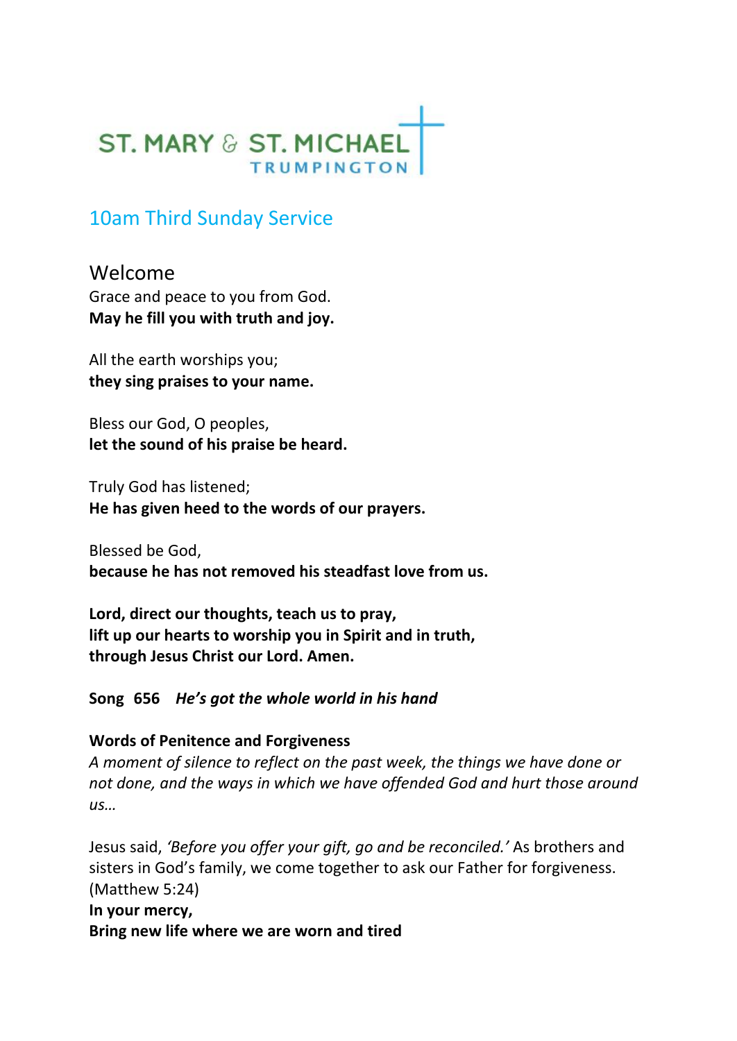ST. MARY & ST. MICHAEL
TRUMPINGTON

## 10am Third Sunday Service

### Welcome

Grace and peace to you from God.
**May he fill you with truth and joy.**

All the earth worships you;
**they sing praises to your name.**

Bless our God, O peoples,
**let the sound of his praise be heard.**

Truly God has listened;
**He has given heed to the words of our prayers.**

Blessed be God,
**because he has not removed his steadfast love from us.**

**Lord, direct our thoughts, teach us to pray,**
**lift up our hearts to worship you in Spirit and in truth,**
**through Jesus Christ our Lord. Amen.**

**Song 656** ***He's got the whole world in his hand***

**Words of Penitence and Forgiveness**

*A moment of silence to reflect on the past week, the things we have done or not done, and the ways in which we have offended God and hurt those around us…*

Jesus said, *'Before you offer your gift, go and be reconciled.'* As brothers and sisters in God's family, we come together to ask our Father for forgiveness. (Matthew 5:24)

**In your mercy,**
**Bring new life where we are worn and tired**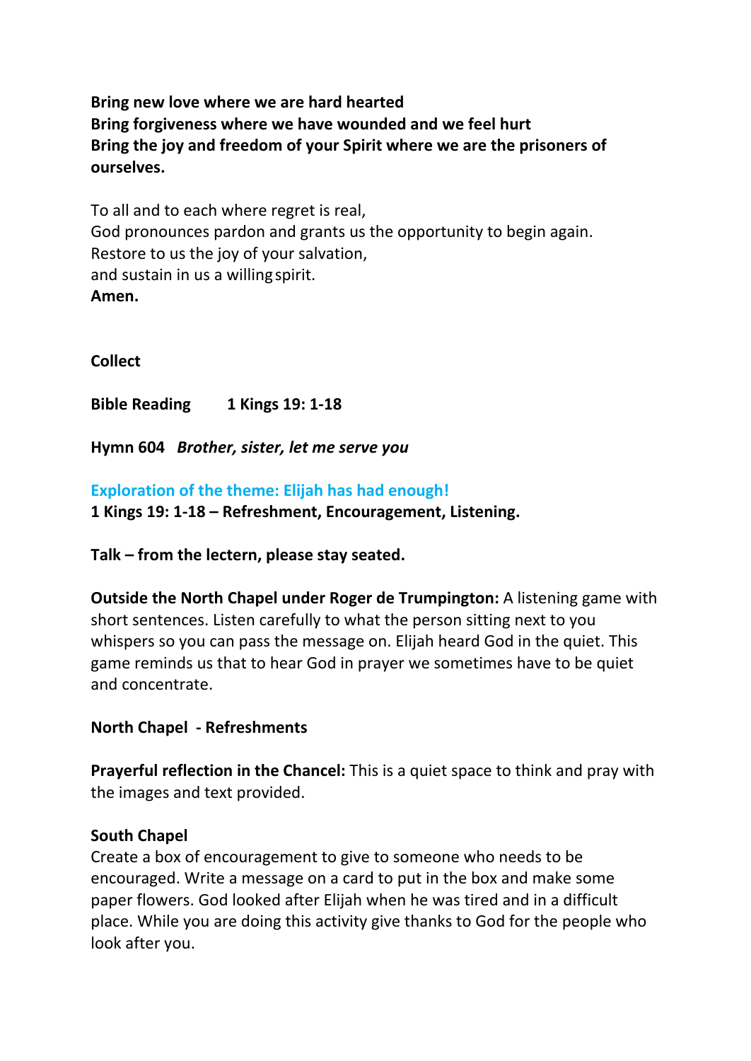**Bring new love where we are hard hearted**
**Bring forgiveness where we have wounded and we feel hurt**
**Bring the joy and freedom of your Spirit where we are the prisoners of ourselves.**

To all and to each where regret is real,
God pronounces pardon and grants us the opportunity to begin again.
Restore to us the joy of your salvation,
and sustain in us a willing spirit.
**Amen.**

**Collect**

**Bible Reading 1 Kings 19: 1-18**

**Hymn 604** ***Brother, sister, let me serve you***

## Exploration of the theme: Elijah has had enough!

**1 Kings 19: 1-18 – Refreshment, Encouragement, Listening.**

**Talk – from the lectern, please stay seated.**

**Outside the North Chapel under Roger de Trumpington:** A listening game with short sentences. Listen carefully to what the person sitting next to you whispers so you can pass the message on. Elijah heard God in the quiet. This game reminds us that to hear God in prayer we sometimes have to be quiet and concentrate.

**North Chapel - Refreshments**

**Prayerful reflection in the Chancel:** This is a quiet space to think and pray with the images and text provided.

**South Chapel**
Create a box of encouragement to give to someone who needs to be encouraged. Write a message on a card to put in the box and make some paper flowers. God looked after Elijah when he was tired and in a difficult place. While you are doing this activity give thanks to God for the people who look after you.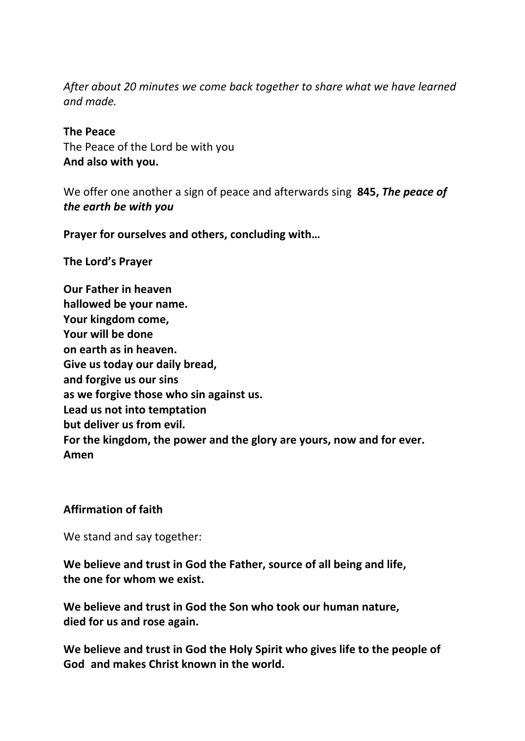*After about 20 minutes we come back together to share what we have learned and made.*

**The Peace**
The Peace of the Lord be with you
**And also with you.**

We offer one another a sign of peace and afterwards sing **845, *The peace of the earth be with you***

**Prayer for ourselves and others, concluding with…**

**The Lord's Prayer**

**Our Father in heaven**
**hallowed be your name.**
**Your kingdom come,**
**Your will be done**
**on earth as in heaven.**
**Give us today our daily bread,**
**and forgive us our sins**
**as we forgive those who sin against us.**
**Lead us not into temptation**
**but deliver us from evil.**
**For the kingdom, the power and the glory are yours, now and for ever.**
**Amen**

**Affirmation of faith**

We stand and say together:

**We believe and trust in God the Father, source of all being and life,**
**the one for whom we exist.**

**We believe and trust in God the Son who took our human nature,**
**died for us and rose again.**

**We believe and trust in God the Holy Spirit who gives life to the people of God and makes Christ known in the world.**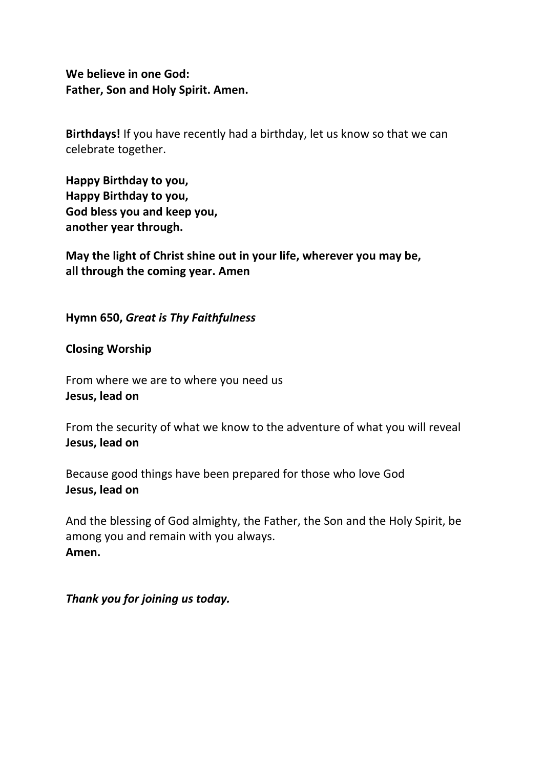**We believe in one God:**
**Father, Son and Holy Spirit. Amen.**

**Birthdays!** If you have recently had a birthday, let us know so that we can celebrate together.

**Happy Birthday to you,**
**Happy Birthday to you,**
**God bless you and keep you,**
**another year through.**

**May the light of Christ shine out in your life, wherever you may be,**
**all through the coming year. Amen**

**Hymn 650,** ***Great is Thy Faithfulness***

**Closing Worship**

From where we are to where you need us
**Jesus, lead on**

From the security of what we know to the adventure of what you will reveal
**Jesus, lead on**

Because good things have been prepared for those who love God
**Jesus, lead on**

And the blessing of God almighty, the Father, the Son and the Holy Spirit, be among you and remain with you always.
**Amen.**

***Thank you for joining us today.***